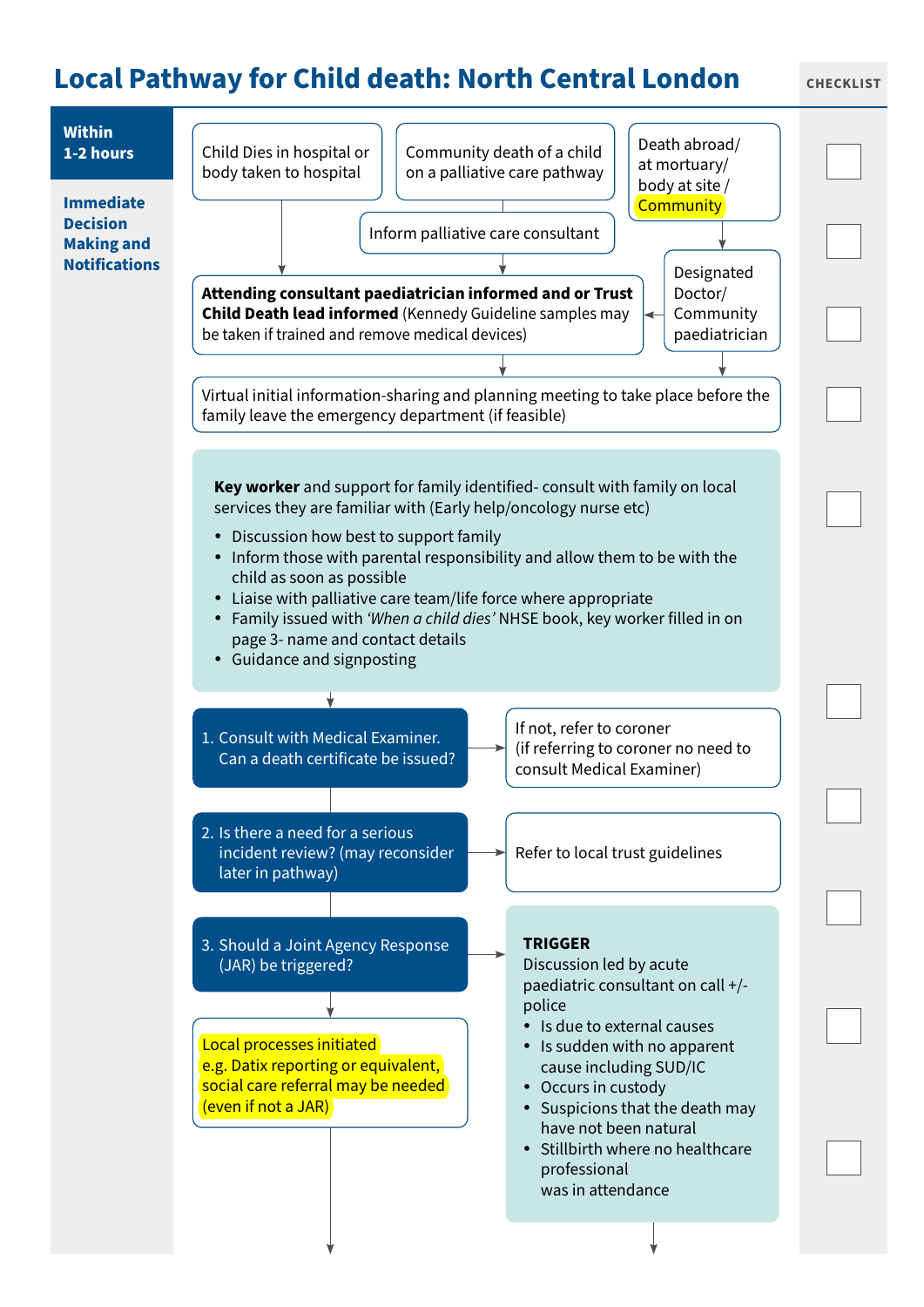# Local Pathway for Child death: North Central London

CHECKLIST

**Within 1-2 hours**

**Immediate Decision Making and Notifications**

Child Dies in hospital or body taken to hospital

Community death of a child on a palliative care pathway

Death abroad/ at mortuary/ body at site / Community

Inform palliative care consultant

Designated Doctor/ Community paediatrician

**Attending consultant paediatrician informed and or Trust Child Death lead informed** (Kennedy Guideline samples may be taken if trained and remove medical devices)

Virtual initial information-sharing and planning meeting to take place before the family leave the emergency department (if feasible)

**Key worker** and support for family identified- consult with family on local services they are familiar with (Early help/oncology nurse etc)

- Discussion how best to support family
- Inform those with parental responsibility and allow them to be with the child as soon as possible
- Liaise with palliative care team/life force where appropriate
- Family issued with *'When a child dies'* NHSE book, key worker filled in on page 3- name and contact details
- Guidance and signposting

1. Consult with Medical Examiner. Can a death certificate be issued?

If not, refer to coroner (if referring to coroner no need to consult Medical Examiner)

2. Is there a need for a serious incident review? (may reconsider later in pathway)

Refer to local trust guidelines

3. Should a Joint Agency Response (JAR) be triggered?

**TRIGGER**

Discussion led by acute paediatric consultant on call +/- police

- Is due to external causes
- Is sudden with no apparent cause including SUD/IC
- Occurs in custody
- Suspicions that the death may have not been natural
- Stillbirth where no healthcare professional was in attendance

Local processes initiated e.g. Datix reporting or equivalent, social care referral may be needed (even if not a JAR)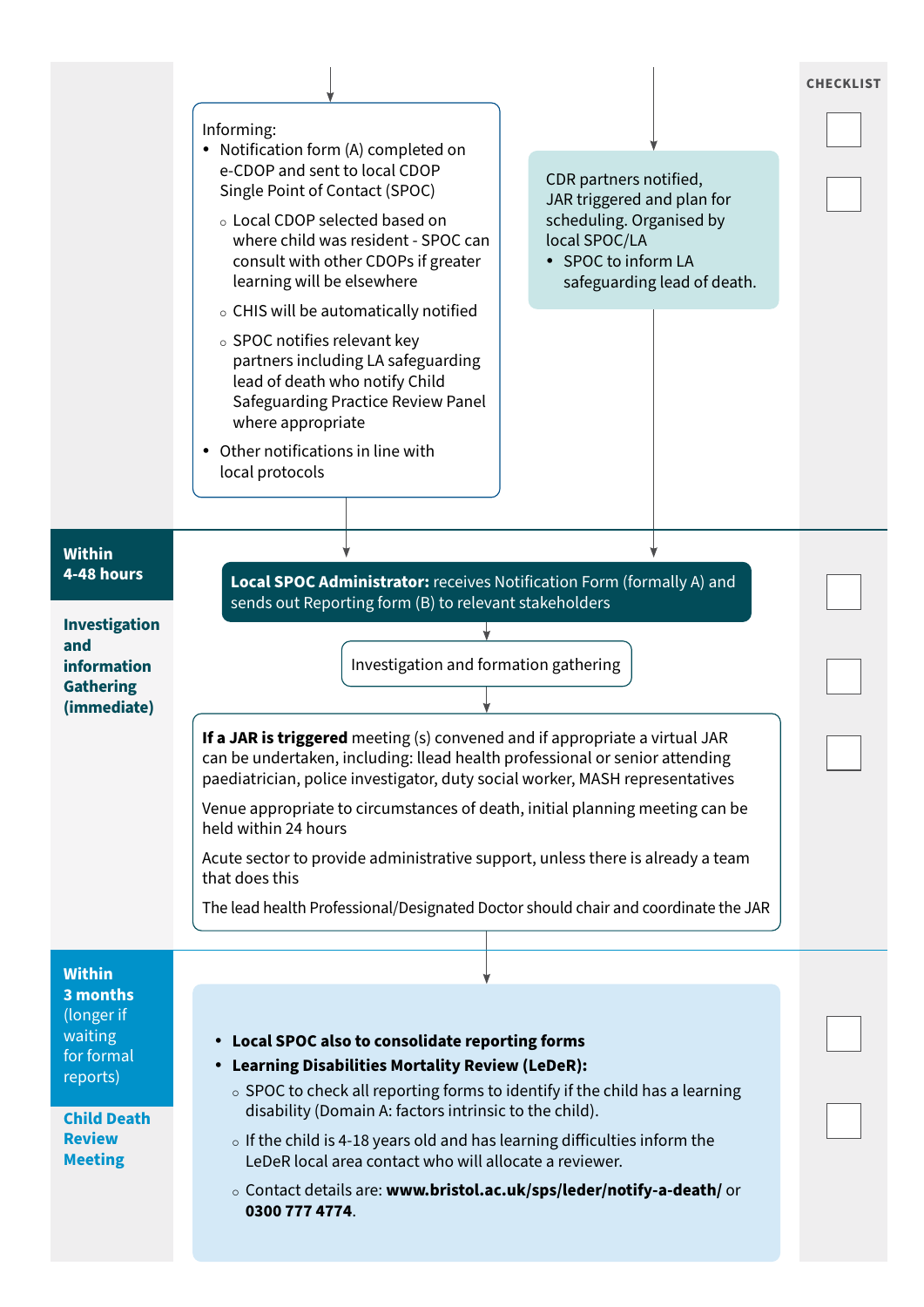CHECKLIST

Informing:

- Notification form (A) completed on e-CDOP and sent to local CDOP Single Point of Contact (SPOC)
  - Local CDOP selected based on where child was resident - SPOC can consult with other CDOPs if greater learning will be elsewhere
  - CHIS will be automatically notified
  - SPOC notifies relevant key partners including LA safeguarding lead of death who notify Child Safeguarding Practice Review Panel where appropriate
- Other notifications in line with local protocols

CDR partners notified, JAR triggered and plan for scheduling. Organised by local SPOC/LA

- SPOC to inform LA safeguarding lead of death.

**Within 4-48 hours**

**Investigation and information Gathering (immediate)**

**Local SPOC Administrator:** receives Notification Form (formally A) and sends out Reporting form (B) to relevant stakeholders

Investigation and formation gathering

**If a JAR is triggered** meeting (s) convened and if appropriate a virtual JAR can be undertaken, including: llead health professional or senior attending paediatrician, police investigator, duty social worker, MASH representatives

Venue appropriate to circumstances of death, initial planning meeting can be held within 24 hours

Acute sector to provide administrative support, unless there is already a team that does this

The lead health Professional/Designated Doctor should chair and coordinate the JAR

**Within 3 months** (longer if waiting for formal reports)

**Child Death Review Meeting**

- **Local SPOC also to consolidate reporting forms**
- **Learning Disabilities Mortality Review (LeDeR):**
  - SPOC to check all reporting forms to identify if the child has a learning disability (Domain A: factors intrinsic to the child).
  - If the child is 4-18 years old and has learning difficulties inform the LeDeR local area contact who will allocate a reviewer.
  - Contact details are: **www.bristol.ac.uk/sps/leder/notify-a-death/** or **0300 777 4774**.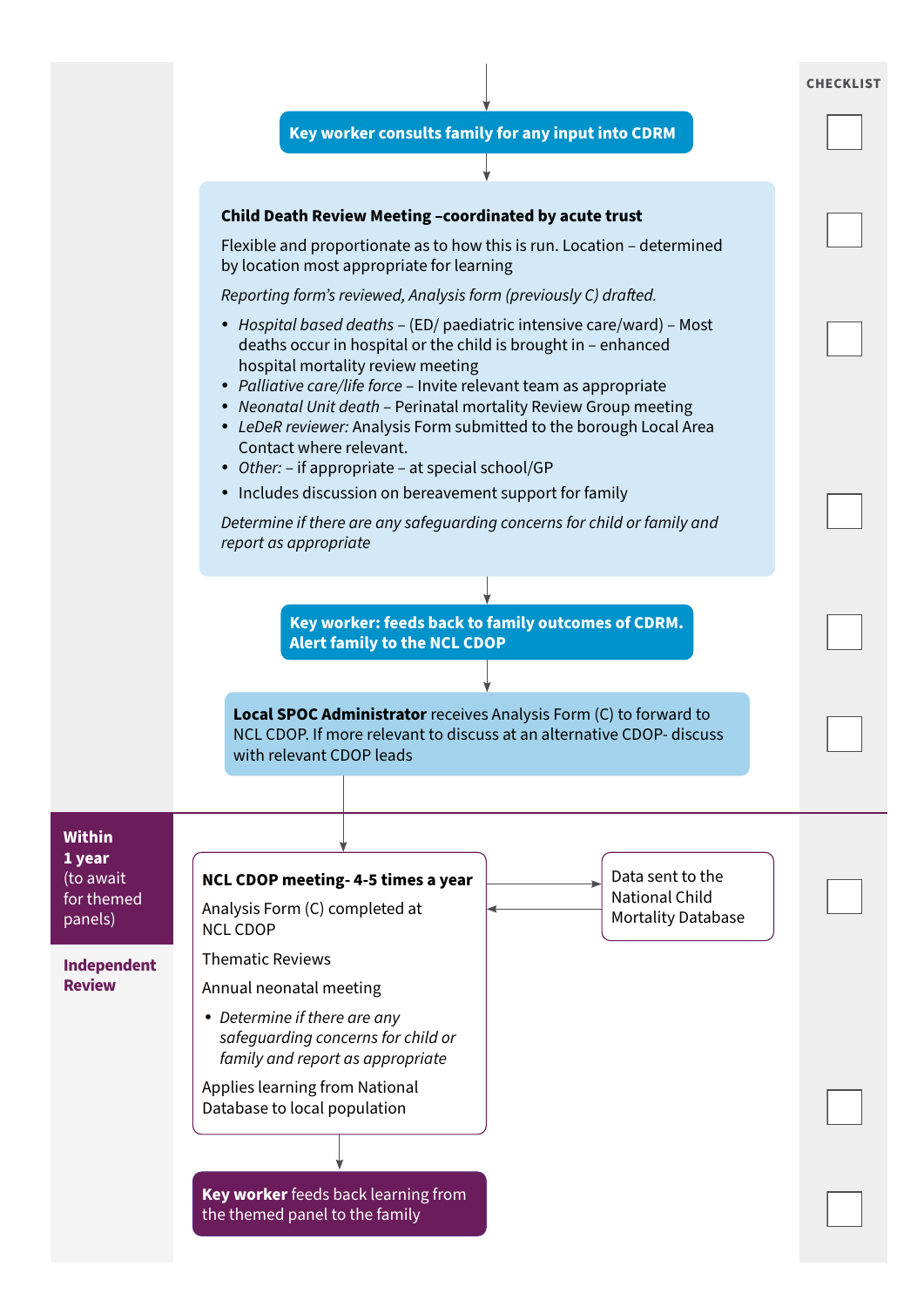CHECKLIST

**Key worker consults family for any input into CDRM**

**Child Death Review Meeting –coordinated by acute trust**

Flexible and proportionate as to how this is run. Location – determined by location most appropriate for learning

*Reporting form's reviewed, Analysis form (previously C) drafted.*

- *Hospital based deaths* – (ED/ paediatric intensive care/ward) – Most deaths occur in hospital or the child is brought in – enhanced hospital mortality review meeting
- *Palliative care/life force* – Invite relevant team as appropriate
- *Neonatal Unit death* – Perinatal mortality Review Group meeting
- *LeDeR reviewer:* Analysis Form submitted to the borough Local Area Contact where relevant.
- *Other:* – if appropriate – at special school/GP
- Includes discussion on bereavement support for family

*Determine if there are any safeguarding concerns for child or family and report as appropriate*

**Key worker: feeds back to family outcomes of CDRM. Alert family to the NCL CDOP**

**Local SPOC Administrator** receives Analysis Form (C) to forward to NCL CDOP. If more relevant to discuss at an alternative CDOP- discuss with relevant CDOP leads

**Within 1 year** (to await for themed panels)

**Independent Review**

**NCL CDOP meeting- 4-5 times a year**

Analysis Form (C) completed at NCL CDOP

Thematic Reviews

Annual neonatal meeting

- *Determine if there any safeguarding concerns for child or family and report as appropriate*

Applies learning from National Database to local population

Data sent to the National Child Mortality Database

**Key worker** feeds back learning from the themed panel to the family